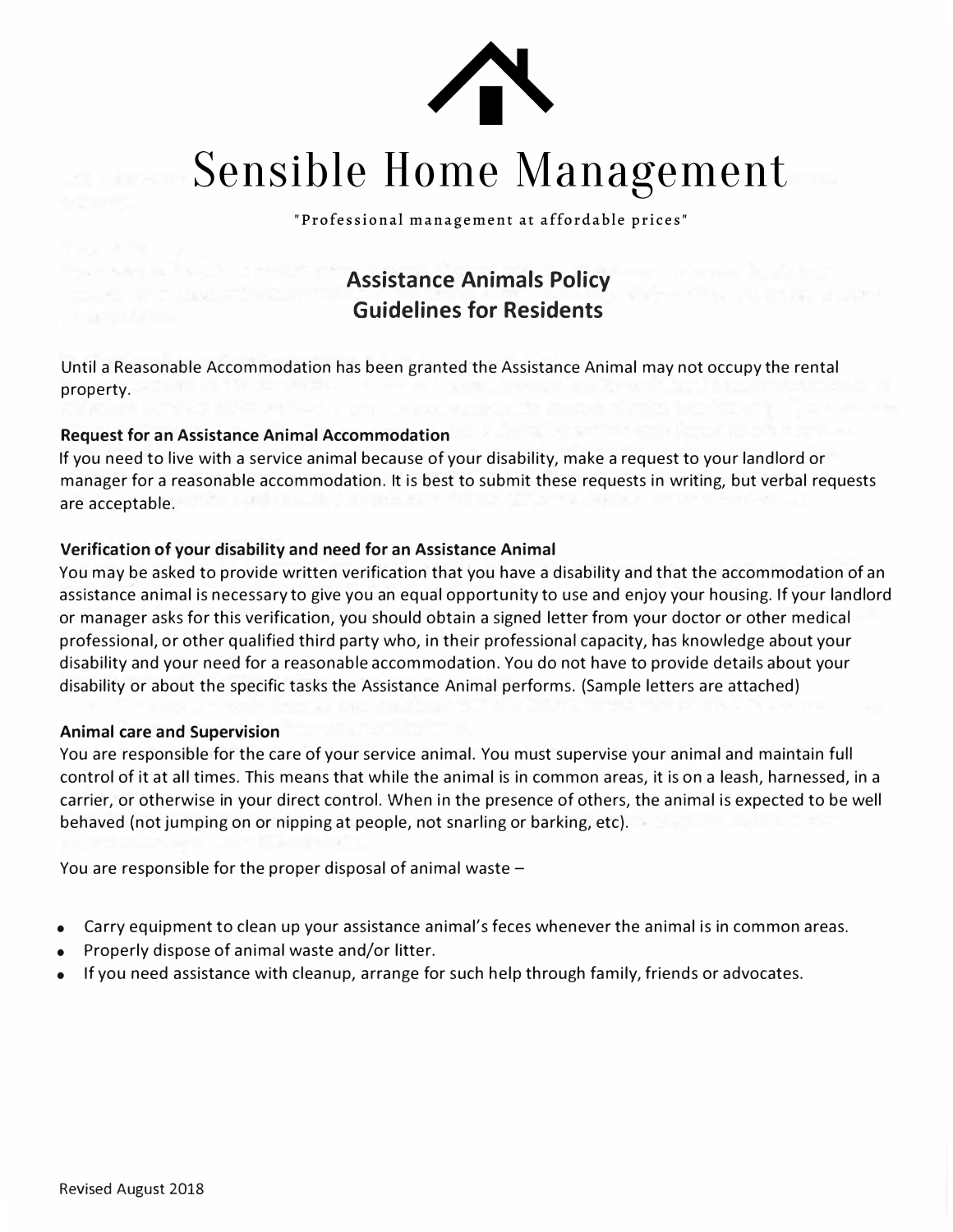# Sensible Home Management

"Professional management at affordable prices"

## Assistance Animals Policy
## Guidelines for Residents

Until a Reasonable Accommodation has been granted the Assistance Animal may not occupy the rental property.

**Request for an Assistance Animal Accommodation**

If you need to live with a service animal because of your disability, make a request to your landlord or manager for a reasonable accommodation. It is best to submit these requests in writing, but verbal requests are acceptable.

**Verification of your disability and need for an Assistance Animal**

You may be asked to provide written verification that you have a disability and that the accommodation of an assistance animal is necessary to give you an equal opportunity to use and enjoy your housing. If your landlord or manager asks for this verification, you should obtain a signed letter from your doctor or other medical professional, or other qualified third party who, in their professional capacity, has knowledge about your disability and your need for a reasonable accommodation. You do not have to provide details about your disability or about the specific tasks the Assistance Animal performs. (Sample letters are attached)

**Animal care and Supervision**

You are responsible for the care of your service animal. You must supervise your animal and maintain full control of it at all times. This means that while the animal is in common areas, it is on a leash, harnessed, in a carrier, or otherwise in your direct control. When in the presence of others, the animal is expected to be well behaved (not jumping on or nipping at people, not snarling or barking, etc).

You are responsible for the proper disposal of animal waste –

- Carry equipment to clean up your assistance animal's feces whenever the animal is in common areas.
- Properly dispose of animal waste and/or litter.
- If you need assistance with cleanup, arrange for such help through family, friends or advocates.

Revised August 2018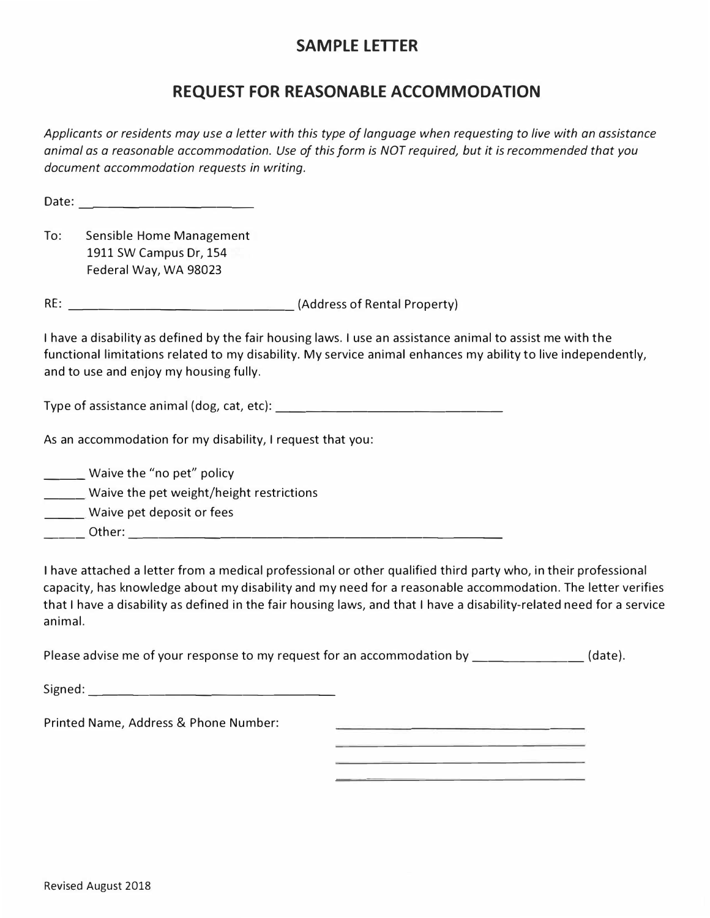# SAMPLE LETTER

## REQUEST FOR REASONABLE ACCOMMODATION

*Applicants or residents may use a letter with this type of language when requesting to live with an assistance animal as a reasonable accommodation. Use of this form is NOT required, but it is recommended that you document accommodation requests in writing.*

Date: ________________________

To: Sensible Home Management
1911 SW Campus Dr, 154
Federal Way, WA 98023

RE: ________________________________ (Address of Rental Property)

I have a disability as defined by the fair housing laws. I use an assistance animal to assist me with the functional limitations related to my disability. My service animal enhances my ability to live independently, and to use and enjoy my housing fully.

Type of assistance animal (dog, cat, etc): ______________________________

As an accommodation for my disability, I request that you:

______ Waive the "no pet" policy
______ Waive the pet weight/height restrictions
______ Waive pet deposit or fees
_____ Other: ____________________________________________

I have attached a letter from a medical professional or other qualified third party who, in their professional capacity, has knowledge about my disability and my need for a reasonable accommodation. The letter verifies that I have a disability as defined in the fair housing laws, and that I have a disability-related need for a service animal.

Please advise me of your response to my request for an accommodation by ______________ (date).

Signed: __________________________________

Printed Name, Address & Phone Number: ______________________________
______________________________
______________________________
______________________________

Revised August 2018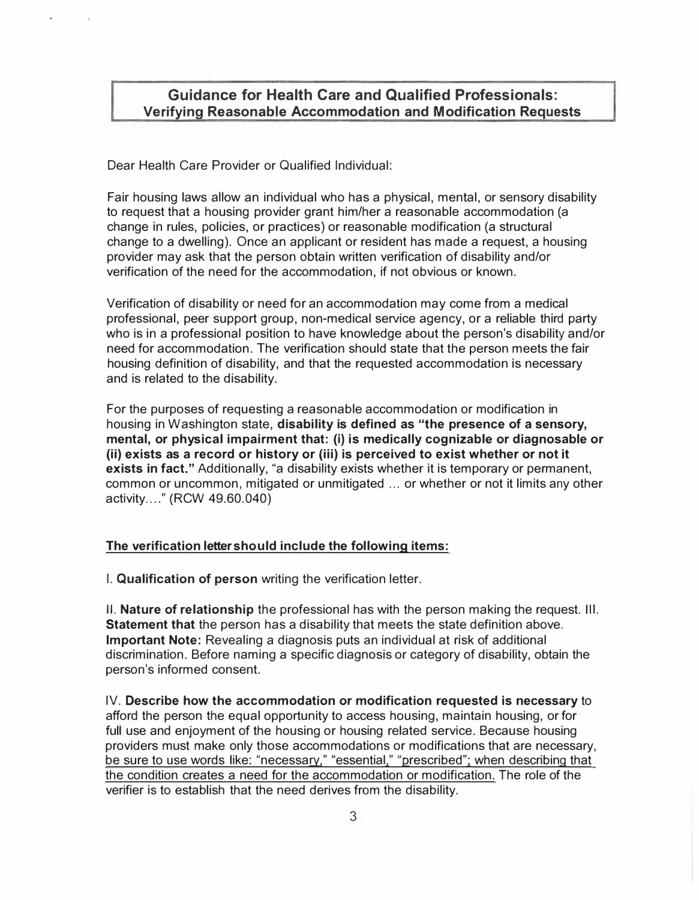## Guidance for Health Care and Qualified Professionals: Verifying Reasonable Accommodation and Modification Requests

Dear Health Care Provider or Qualified Individual:

Fair housing laws allow an individual who has a physical, mental, or sensory disability to request that a housing provider grant him/her a reasonable accommodation (a change in rules, policies, or practices) or reasonable modification (a structural change to a dwelling). Once an applicant or resident has made a request, a housing provider may ask that the person obtain written verification of disability and/or verification of the need for the accommodation, if not obvious or known.

Verification of disability or need for an accommodation may come from a medical professional, peer support group, non-medical service agency, or a reliable third party who is in a professional position to have knowledge about the person's disability and/or need for accommodation. The verification should state that the person meets the fair housing definition of disability, and that the requested accommodation is necessary and is related to the disability.

For the purposes of requesting a reasonable accommodation or modification in housing in Washington state, **disability is defined as "the presence of a sensory, mental, or physical impairment that: (i) is medically cognizable or diagnosable or (ii) exists as a record or history or (iii) is perceived to exist whether or not it exists in fact."** Additionally, "a disability exists whether it is temporary or permanent, common or uncommon, mitigated or unmitigated ... or whether or not it limits any other activity...." (RCW 49.60.040)

**The verification letter should include the following items:**

I. **Qualification of person** writing the verification letter.

II. **Nature of relationship** the professional has with the person making the request.

III. **Statement that** the person has a disability that meets the state definition above. **Important Note:** Revealing a diagnosis puts an individual at risk of additional discrimination. Before naming a specific diagnosis or category of disability, obtain the person's informed consent.

IV. **Describe how the accommodation or modification requested is necessary** to afford the person the equal opportunity to access housing, maintain housing, or for full use and enjoyment of the housing or housing related service. Because housing providers must make only those accommodations or modifications that are necessary, be sure to use words like: "necessary," "essential," "prescribed"; when describing that the condition creates a need for the accommodation or modification. The role of the verifier is to establish that the need derives from the disability.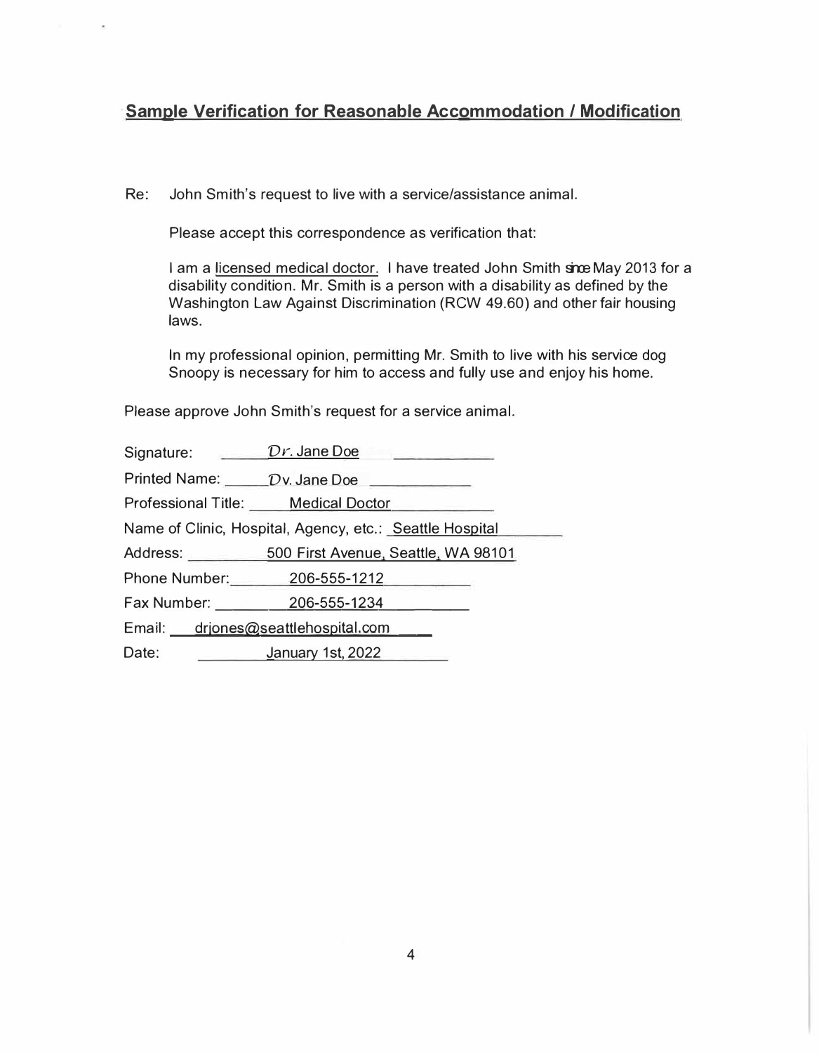## Sample Verification for Reasonable Accommodation / Modification

Re: John Smith's request to live with a service/assistance animal.

Please accept this correspondence as verification that:

I am a licensed medical doctor. I have treated John Smith since May 2013 for a disability condition. Mr. Smith is a person with a disability as defined by the Washington Law Against Discrimination (RCW 49.60) and other fair housing laws.

In my professional opinion, permitting Mr. Smith to live with his service dog Snoopy is necessary for him to access and fully use and enjoy his home.

Please approve John Smith's request for a service animal.

Signature: Dr. Jane Doe

Printed Name: Dr. Jane Doe

Professional Title: Medical Doctor

Name of Clinic, Hospital, Agency, etc.: Seattle Hospital

Address: 500 First Avenue, Seattle, WA 98101

Phone Number: 206-555-1212

Fax Number: 206-555-1234

Email: drjones@seattlehospital.com

Date: January 1st, 2022